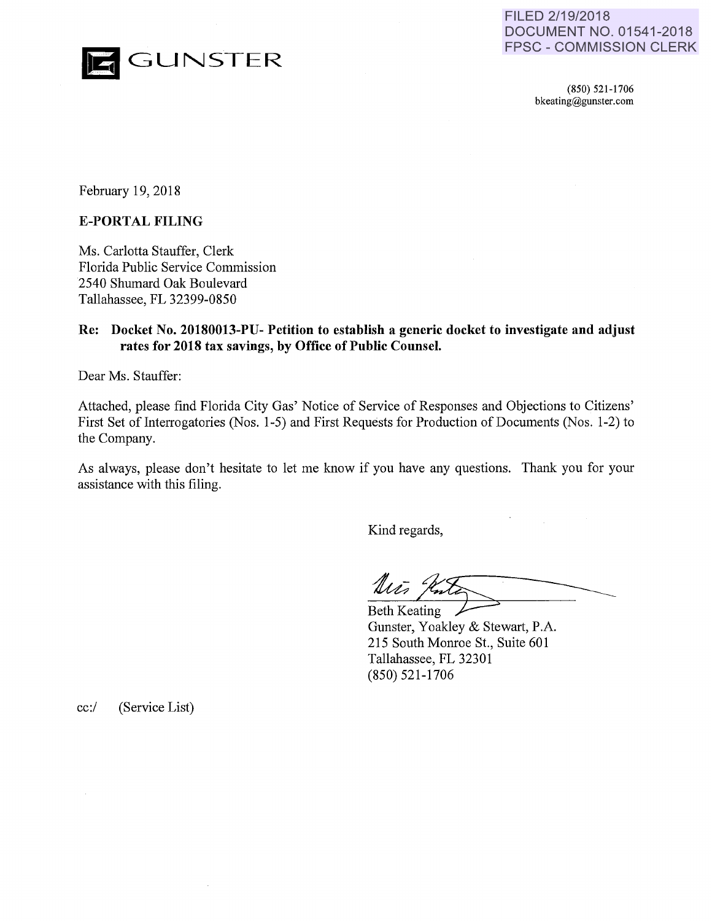FILED 2/19/2018
DOCUMENT NO. 01541-2018
FPSC - COMMISSION CLERK

GUNSTER

(850) 521-1706
bkeating@gunster.com

February 19, 2018

**E-PORTAL FILING**

Ms. Carlotta Stauffer, Clerk
Florida Public Service Commission
2540 Shumard Oak Boulevard
Tallahassee, FL 32399-0850

**Re: Docket No. 20180013-PU- Petition to establish a generic docket to investigate and adjust rates for 2018 tax savings, by Office of Public Counsel.**

Dear Ms. Stauffer:

Attached, please find Florida City Gas' Notice of Service of Responses and Objections to Citizens' First Set of Interrogatories (Nos. 1-5) and First Requests for Production of Documents (Nos. 1-2) to the Company.

As always, please don't hesitate to let me know if you have any questions. Thank you for your assistance with this filing.

Kind regards,

Beth Keating
Gunster, Yoakley & Stewart, P.A.
215 South Monroe St., Suite 601
Tallahassee, FL 32301
(850) 521-1706

cc:/ (Service List)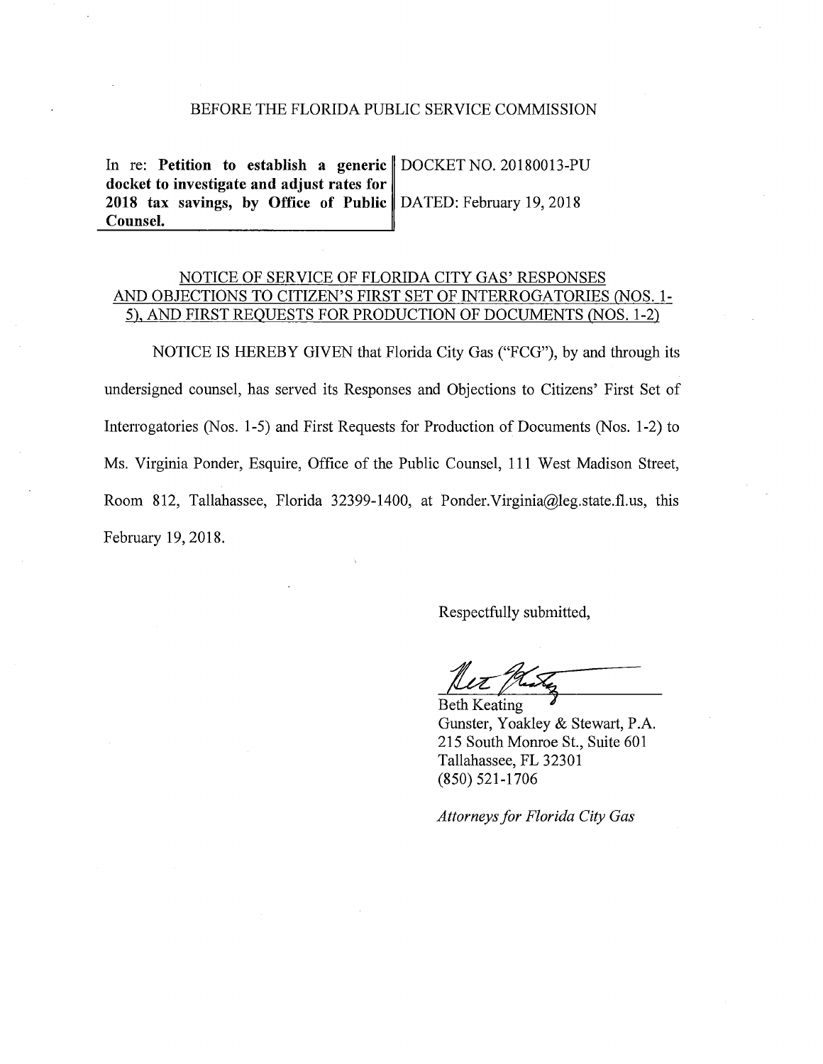BEFORE THE FLORIDA PUBLIC SERVICE COMMISSION

| In re: **Petition to establish a generic docket to investigate and adjust rates for 2018 tax savings, by Office of Public Counsel.** | DOCKET NO. 20180013-PU<br><br>DATED: February 19, 2018 |
|---|---|

NOTICE OF SERVICE OF FLORIDA CITY GAS' RESPONSES AND OBJECTIONS TO CITIZEN'S FIRST SET OF INTERROGATORIES (NOS. 1-5), AND FIRST REQUESTS FOR PRODUCTION OF DOCUMENTS (NOS. 1-2)

NOTICE IS HEREBY GIVEN that Florida City Gas ("FCG"), by and through its undersigned counsel, has served its Responses and Objections to Citizens' First Set of Interrogatories (Nos. 1-5) and First Requests for Production of Documents (Nos. 1-2) to Ms. Virginia Ponder, Esquire, Office of the Public Counsel, 111 West Madison Street, Room 812, Tallahassee, Florida 32399-1400, at Ponder.Virginia@leg.state.fl.us, this February 19, 2018.

Respectfully submitted,

Beth Keating
Gunster, Yoakley & Stewart, P.A.
215 South Monroe St., Suite 601
Tallahassee, FL 32301
(850) 521-1706

*Attorneys for Florida City Gas*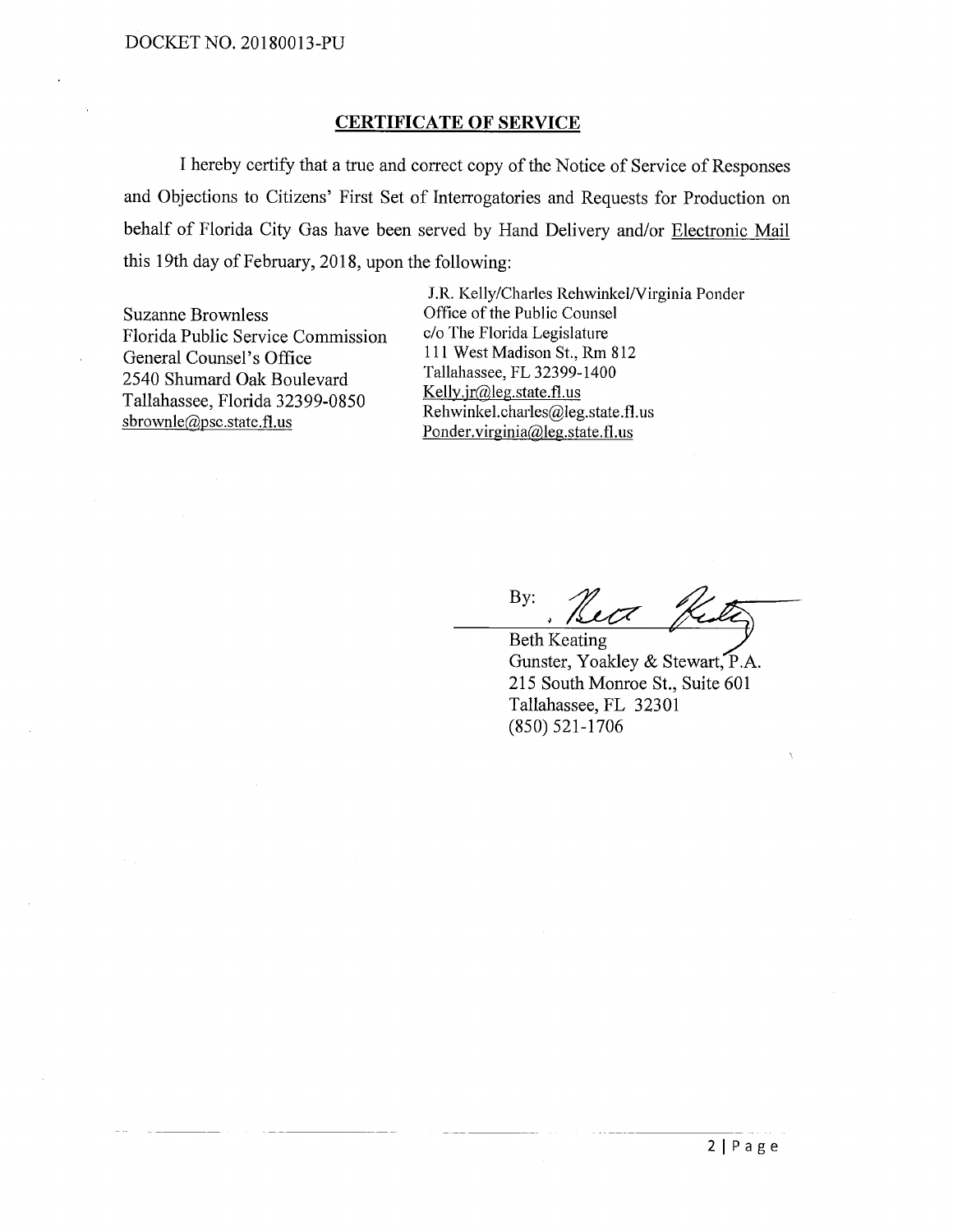DOCKET NO. 20180013-PU

## CERTIFICATE OF SERVICE

I hereby certify that a true and correct copy of the Notice of Service of Responses and Objections to Citizens' First Set of Interrogatories and Requests for Production on behalf of Florida City Gas have been served by Hand Delivery and/or Electronic Mail this 19th day of February, 2018, upon the following:

Suzanne Brownless
Florida Public Service Commission
General Counsel's Office
2540 Shumard Oak Boulevard
Tallahassee, Florida 32399-0850
sbrownle@psc.state.fl.us

J.R. Kelly/Charles Rehwinkel/Virginia Ponder
Office of the Public Counsel
c/o The Florida Legislature
111 West Madison St., Rm 812
Tallahassee, FL 32399-1400
Kelly.jr@leg.state.fl.us
Rehwinkel.charles@leg.state.fl.us
Ponder.virginia@leg.state.fl.us

By: _______________

Beth Keating
Gunster, Yoakley & Stewart, P.A.
215 South Monroe St., Suite 601
Tallahassee, FL 32301
(850) 521-1706